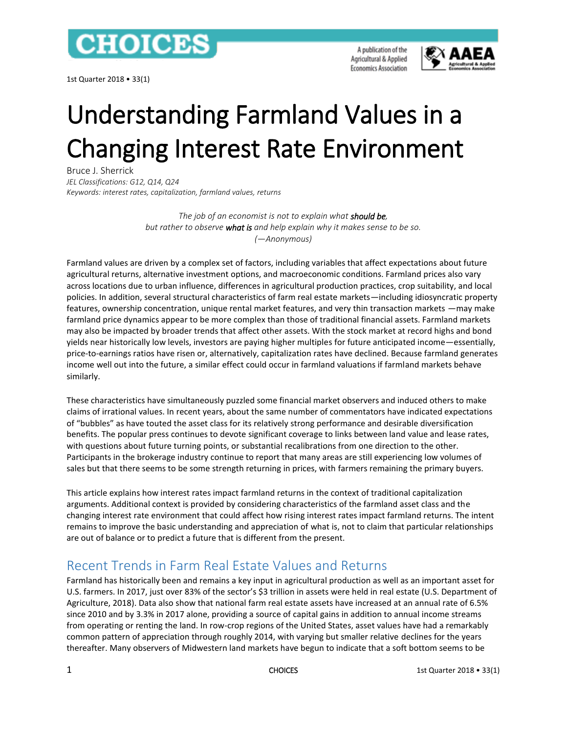# Understanding Farmland Values in a Changing Interest Rate Environment

Bruce J. Sherrick

*JEL Classifications: G12, Q14, Q24*

*Keywords: interest rates, capitalization, farmland values, returns*

> *The job of an economist is not to explain what* ***should be****,*
> *but rather to observe* ***what is*** *and help explain why it makes sense to be so.*
> *(—Anonymous)*

Farmland values are driven by a complex set of factors, including variables that affect expectations about future agricultural returns, alternative investment options, and macroeconomic conditions. Farmland prices also vary across locations due to urban influence, differences in agricultural production practices, crop suitability, and local policies. In addition, several structural characteristics of farm real estate markets—including idiosyncratic property features, ownership concentration, unique rental market features, and very thin transaction markets —may make farmland price dynamics appear to be more complex than those of traditional financial assets. Farmland markets may also be impacted by broader trends that affect other assets. With the stock market at record highs and bond yields near historically low levels, investors are paying higher multiples for future anticipated income—essentially, price-to-earnings ratios have risen or, alternatively, capitalization rates have declined. Because farmland generates income well out into the future, a similar effect could occur in farmland valuations if farmland markets behave similarly.

These characteristics have simultaneously puzzled some financial market observers and induced others to make claims of irrational values. In recent years, about the same number of commentators have indicated expectations of "bubbles" as have touted the asset class for its relatively strong performance and desirable diversification benefits. The popular press continues to devote significant coverage to links between land value and lease rates, with questions about future turning points, or substantial recalibrations from one direction to the other. Participants in the brokerage industry continue to report that many areas are still experiencing low volumes of sales but that there seems to be some strength returning in prices, with farmers remaining the primary buyers.

This article explains how interest rates impact farmland returns in the context of traditional capitalization arguments. Additional context is provided by considering characteristics of the farmland asset class and the changing interest rate environment that could affect how rising interest rates impact farmland returns. The intent remains to improve the basic understanding and appreciation of what is, not to claim that particular relationships are out of balance or to predict a future that is different from the present.

## Recent Trends in Farm Real Estate Values and Returns

Farmland has historically been and remains a key input in agricultural production as well as an important asset for U.S. farmers. In 2017, just over 83% of the sector's $3 trillion in assets were held in real estate (U.S. Department of Agriculture, 2018). Data also show that national farm real estate assets have increased at an annual rate of 6.5% since 2010 and by 3.3% in 2017 alone, providing a source of capital gains in addition to annual income streams from operating or renting the land. In row-crop regions of the United States, asset values have had a remarkably common pattern of appreciation through roughly 2014, with varying but smaller relative declines for the years thereafter. Many observers of Midwestern land markets have begun to indicate that a soft bottom seems to be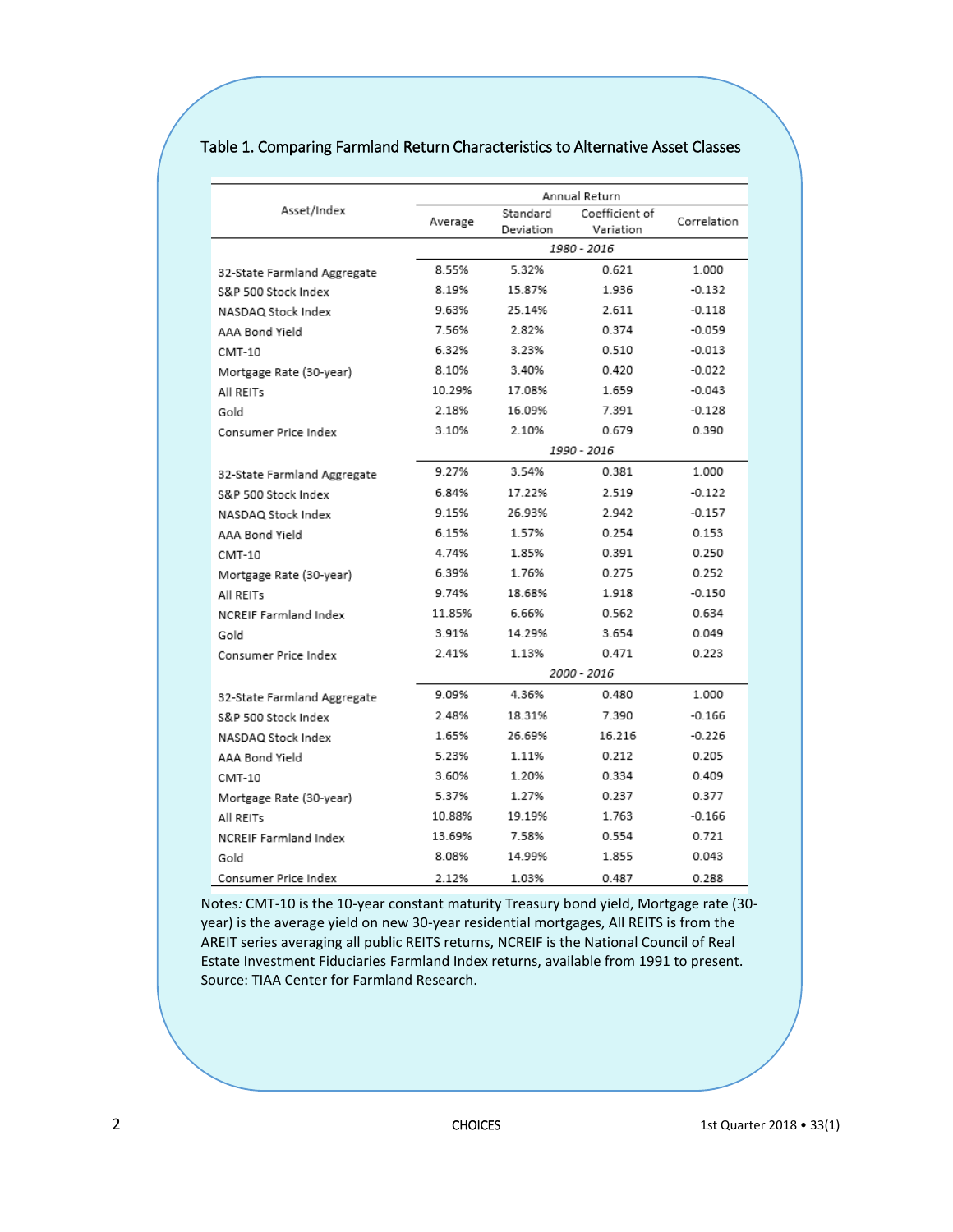Table 1. Comparing Farmland Return Characteristics to Alternative Asset Classes

| Asset/Index | Annual Return | | | |
|---|---|---|---|---|
| | Average | Standard Deviation | Coefficient of Variation | Correlation |
| | *1980 - 2016* | | | |
| 32-State Farmland Aggregate | 8.55% | 5.32% | 0.621 | 1.000 |
| S&P 500 Stock Index | 8.19% | 15.87% | 1.936 | -0.132 |
| NASDAQ Stock Index | 9.63% | 25.14% | 2.611 | -0.118 |
| AAA Bond Yield | 7.56% | 2.82% | 0.374 | -0.059 |
| CMT-10 | 6.32% | 3.23% | 0.510 | -0.013 |
| Mortgage Rate (30-year) | 8.10% | 3.40% | 0.420 | -0.022 |
| All REITs | 10.29% | 17.08% | 1.659 | -0.043 |
| Gold | 2.18% | 16.09% | 7.391 | -0.128 |
| Consumer Price Index | 3.10% | 2.10% | 0.679 | 0.390 |
| | *1990 - 2016* | | | |
| 32-State Farmland Aggregate | 9.27% | 3.54% | 0.381 | 1.000 |
| S&P 500 Stock Index | 6.84% | 17.22% | 2.519 | -0.122 |
| NASDAQ Stock Index | 9.15% | 26.93% | 2.942 | -0.157 |
| AAA Bond Yield | 6.15% | 1.57% | 0.254 | 0.153 |
| CMT-10 | 4.74% | 1.85% | 0.391 | 0.250 |
| Mortgage Rate (30-year) | 6.39% | 1.76% | 0.275 | 0.252 |
| All REITs | 9.74% | 18.68% | 1.918 | -0.150 |
| NCREIF Farmland Index | 11.85% | 6.66% | 0.562 | 0.634 |
| Gold | 3.91% | 14.29% | 3.654 | 0.049 |
| Consumer Price Index | 2.41% | 1.13% | 0.471 | 0.223 |
| | *2000 - 2016* | | | |
| 32-State Farmland Aggregate | 9.09% | 4.36% | 0.480 | 1.000 |
| S&P 500 Stock Index | 2.48% | 18.31% | 7.390 | -0.166 |
| NASDAQ Stock Index | 1.65% | 26.69% | 16.216 | -0.226 |
| AAA Bond Yield | 5.23% | 1.11% | 0.212 | 0.205 |
| CMT-10 | 3.60% | 1.20% | 0.334 | 0.409 |
| Mortgage Rate (30-year) | 5.37% | 1.27% | 0.237 | 0.377 |
| All REITs | 10.88% | 19.19% | 1.763 | -0.166 |
| NCREIF Farmland Index | 13.69% | 7.58% | 0.554 | 0.721 |
| Gold | 8.08% | 14.99% | 1.855 | 0.043 |
| Consumer Price Index | 2.12% | 1.03% | 0.487 | 0.288 |

Notes: CMT-10 is the 10-year constant maturity Treasury bond yield, Mortgage rate (30-year) is the average yield on new 30-year residential mortgages, All REITS is from the AREIT series averaging all public REITS returns, NCREIF is the National Council of Real Estate Investment Fiduciaries Farmland Index returns, available from 1991 to present. Source: TIAA Center for Farmland Research.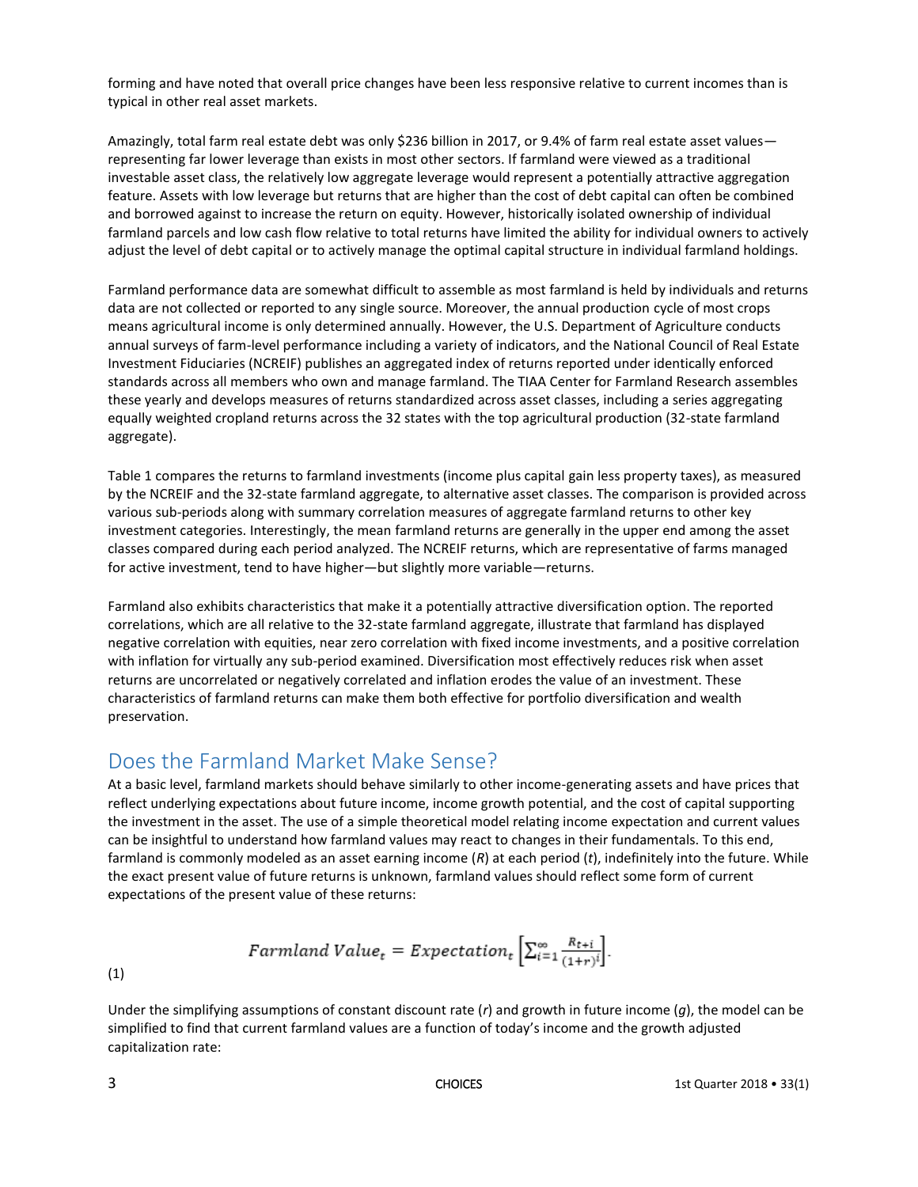forming and have noted that overall price changes have been less responsive relative to current incomes than is typical in other real asset markets.

Amazingly, total farm real estate debt was only $236 billion in 2017, or 9.4% of farm real estate asset values—representing far lower leverage than exists in most other sectors. If farmland were viewed as a traditional investable asset class, the relatively low aggregate leverage would represent a potentially attractive aggregation feature. Assets with low leverage but returns that are higher than the cost of debt capital can often be combined and borrowed against to increase the return on equity. However, historically isolated ownership of individual farmland parcels and low cash flow relative to total returns have limited the ability for individual owners to actively adjust the level of debt capital or to actively manage the optimal capital structure in individual farmland holdings.

Farmland performance data are somewhat difficult to assemble as most farmland is held by individuals and returns data are not collected or reported to any single source. Moreover, the annual production cycle of most crops means agricultural income is only determined annually. However, the U.S. Department of Agriculture conducts annual surveys of farm-level performance including a variety of indicators, and the National Council of Real Estate Investment Fiduciaries (NCREIF) publishes an aggregated index of returns reported under identically enforced standards across all members who own and manage farmland. The TIAA Center for Farmland Research assembles these yearly and develops measures of returns standardized across asset classes, including a series aggregating equally weighted cropland returns across the 32 states with the top agricultural production (32-state farmland aggregate).

Table 1 compares the returns to farmland investments (income plus capital gain less property taxes), as measured by the NCREIF and the 32-state farmland aggregate, to alternative asset classes. The comparison is provided across various sub-periods along with summary correlation measures of aggregate farmland returns to other key investment categories. Interestingly, the mean farmland returns are generally in the upper end among the asset classes compared during each period analyzed. The NCREIF returns, which are representative of farms managed for active investment, tend to have higher—but slightly more variable—returns.

Farmland also exhibits characteristics that make it a potentially attractive diversification option. The reported correlations, which are all relative to the 32-state farmland aggregate, illustrate that farmland has displayed negative correlation with equities, near zero correlation with fixed income investments, and a positive correlation with inflation for virtually any sub-period examined. Diversification most effectively reduces risk when asset returns are uncorrelated or negatively correlated and inflation erodes the value of an investment. These characteristics of farmland returns can make them both effective for portfolio diversification and wealth preservation.

## Does the Farmland Market Make Sense?

At a basic level, farmland markets should behave similarly to other income-generating assets and have prices that reflect underlying expectations about future income, income growth potential, and the cost of capital supporting the investment in the asset. The use of a simple theoretical model relating income expectation and current values can be insightful to understand how farmland values may react to changes in their fundamentals. To this end, farmland is commonly modeled as an asset earning income ($R$) at each period ($t$), indefinitely into the future. While the exact present value of future returns is unknown, farmland values should reflect some form of current expectations of the present value of these returns:

$$Farmland\ Value_t = Expectation_t \left[ \sum_{i=1}^{\infty} \frac{R_{t+i}}{(1+r)^i} \right]. \quad (1)$$

Under the simplifying assumptions of constant discount rate ($r$) and growth in future income ($g$), the model can be simplified to find that current farmland values are a function of today's income and the growth adjusted capitalization rate: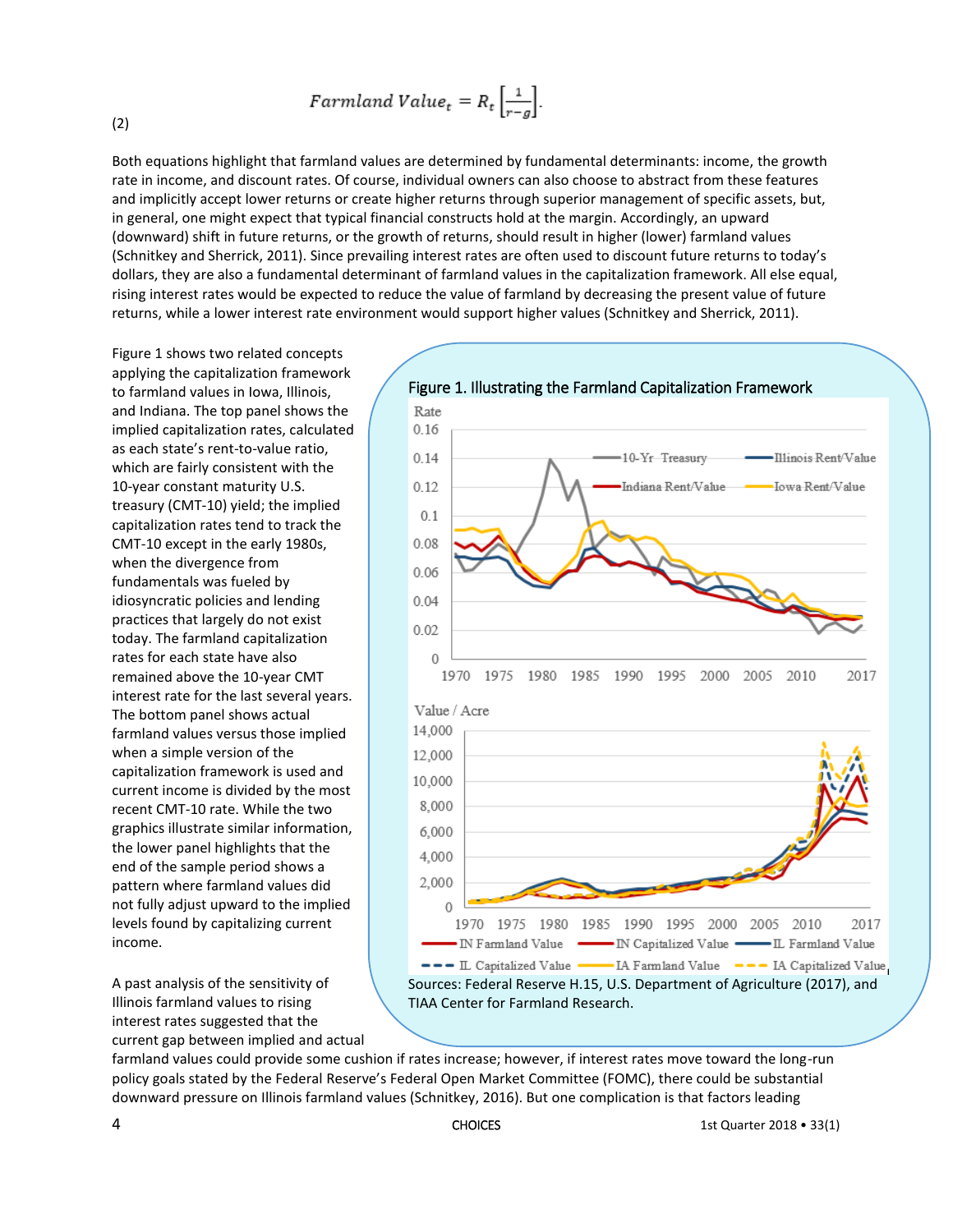$$Farmland\ Value_t = R_t \left[\frac{1}{r-g}\right]. \tag{2}$$

Both equations highlight that farmland values are determined by fundamental determinants: income, the growth rate in income, and discount rates. Of course, individual owners can also choose to abstract from these features and implicitly accept lower returns or create higher returns through superior management of specific assets, but, in general, one might expect that typical financial constructs hold at the margin. Accordingly, an upward (downward) shift in future returns, or the growth of returns, should result in higher (lower) farmland values (Schnitkey and Sherrick, 2011). Since prevailing interest rates are often used to discount future returns to today's dollars, they are also a fundamental determinant of farmland values in the capitalization framework. All else equal, rising interest rates would be expected to reduce the value of farmland by decreasing the present value of future returns, while a lower interest rate environment would support higher values (Schnitkey and Sherrick, 2011).

Figure 1 shows two related concepts applying the capitalization framework to farmland values in Iowa, Illinois, and Indiana. The top panel shows the implied capitalization rates, calculated as each state's rent-to-value ratio, which are fairly consistent with the 10-year constant maturity U.S. treasury (CMT-10) yield; the implied capitalization rates tend to track the CMT-10 except in the early 1980s, when the divergence from fundamentals was fueled by idiosyncratic policies and lending practices that largely do not exist today. The farmland capitalization rates for each state have also remained above the 10-year CMT interest rate for the last several years. The bottom panel shows actual farmland values versus those implied when a simple version of the capitalization framework is used and current income is divided by the most recent CMT-10 rate. While the two graphics illustrate similar information, the lower panel highlights that the end of the sample period shows a pattern where farmland values did not fully adjust upward to the implied levels found by capitalizing current income.

Figure 1. Illustrating the Farmland Capitalization Framework

Sources: Federal Reserve H.15, U.S. Department of Agriculture (2017), and TIAA Center for Farmland Research.

A past analysis of the sensitivity of Illinois farmland values to rising interest rates suggested that the current gap between implied and actual farmland values could provide some cushion if rates increase; however, if interest rates move toward the long-run policy goals stated by the Federal Reserve's Federal Open Market Committee (FOMC), there could be substantial downward pressure on Illinois farmland values (Schnitkey, 2016). But one complication is that factors leading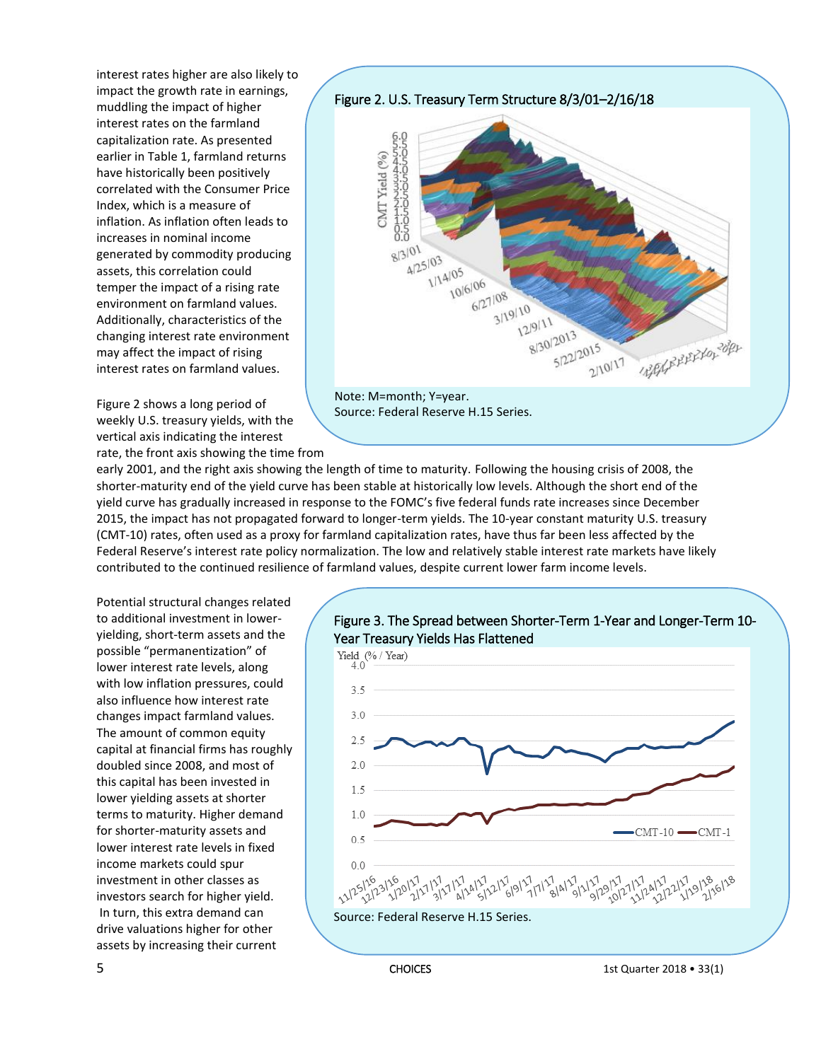interest rates higher are also likely to impact the growth rate in earnings, muddling the impact of higher interest rates on the farmland capitalization rate. As presented earlier in Table 1, farmland returns have historically been positively correlated with the Consumer Price Index, which is a measure of inflation. As inflation often leads to increases in nominal income generated by commodity producing assets, this correlation could temper the impact of a rising rate environment on farmland values. Additionally, characteristics of the changing interest rate environment may affect the impact of rising interest rates on farmland values.

Figure 2. U.S. Treasury Term Structure 8/3/01–2/16/18

Note: M=month; Y=year.
Source: Federal Reserve H.15 Series.

Figure 2 shows a long period of weekly U.S. treasury yields, with the vertical axis indicating the interest rate, the front axis showing the time from early 2001, and the right axis showing the length of time to maturity. Following the housing crisis of 2008, the shorter-maturity end of the yield curve has been stable at historically low levels. Although the short end of the yield curve has gradually increased in response to the FOMC's five federal funds rate increases since December 2015, the impact has not propagated forward to longer-term yields. The 10-year constant maturity U.S. treasury (CMT-10) rates, often used as a proxy for farmland capitalization rates, have thus far been less affected by the Federal Reserve's interest rate policy normalization. The low and relatively stable interest rate markets have likely contributed to the continued resilience of farmland values, despite current lower farm income levels.

Potential structural changes related to additional investment in lower-yielding, short-term assets and the possible "permanentization" of lower interest rate levels, along with low inflation pressures, could also influence how interest rate changes impact farmland values. The amount of common equity capital at financial firms has roughly doubled since 2008, and most of this capital has been invested in lower yielding assets at shorter terms to maturity. Higher demand for shorter-maturity assets and lower interest rate levels in fixed income markets could spur investment in other classes as investors search for higher yield. In turn, this extra demand can drive valuations higher for other assets by increasing their current

Figure 3. The Spread between Shorter-Term 1-Year and Longer-Term 10-Year Treasury Yields Has Flattened

Source: Federal Reserve H.15 Series.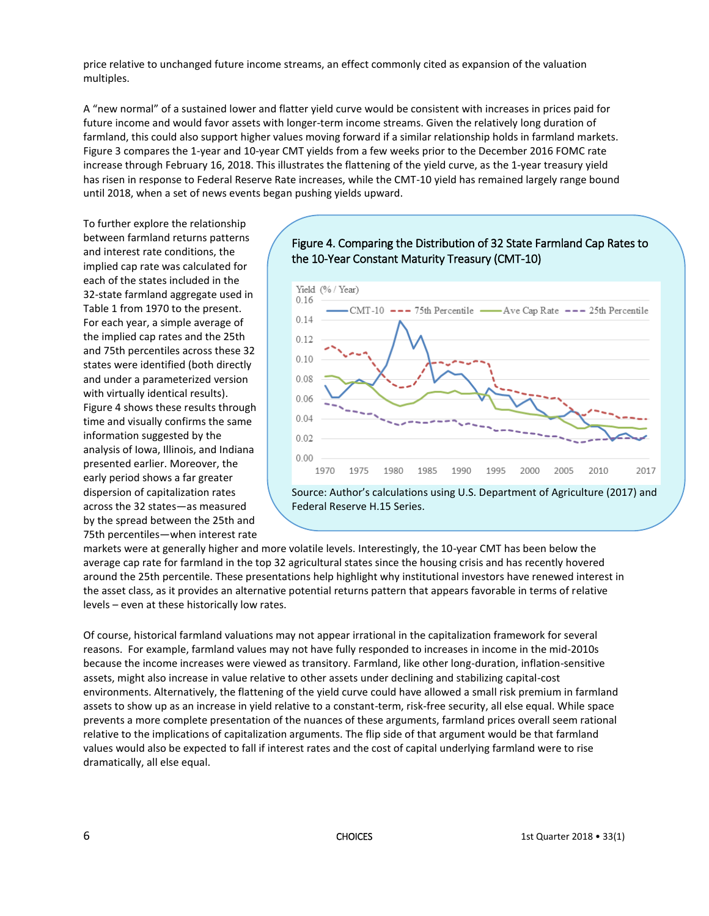price relative to unchanged future income streams, an effect commonly cited as expansion of the valuation multiples.

A "new normal" of a sustained lower and flatter yield curve would be consistent with increases in prices paid for future income and would favor assets with longer-term income streams. Given the relatively long duration of farmland, this could also support higher values moving forward if a similar relationship holds in farmland markets. Figure 3 compares the 1-year and 10-year CMT yields from a few weeks prior to the December 2016 FOMC rate increase through February 16, 2018. This illustrates the flattening of the yield curve, as the 1-year treasury yield has risen in response to Federal Reserve Rate increases, while the CMT-10 yield has remained largely range bound until 2018, when a set of news events began pushing yields upward.

To further explore the relationship between farmland returns patterns and interest rate conditions, the implied cap rate was calculated for each of the states included in the 32-state farmland aggregate used in Table 1 from 1970 to the present. For each year, a simple average of the implied cap rates and the 25th and 75th percentiles across these 32 states were identified (both directly and under a parameterized version with virtually identical results). Figure 4 shows these results through time and visually confirms the same information suggested by the analysis of Iowa, Illinois, and Indiana presented earlier. Moreover, the early period shows a far greater dispersion of capitalization rates across the 32 states—as measured by the spread between the 25th and 75th percentiles—when interest rate markets were at generally higher and more volatile levels. Interestingly, the 10-year CMT has been below the average cap rate for farmland in the top 32 agricultural states since the housing crisis and has recently hovered around the 25th percentile. These presentations help highlight why institutional investors have renewed interest in the asset class, as it provides an alternative potential returns pattern that appears favorable in terms of relative levels – even at these historically low rates.

Figure 4. Comparing the Distribution of 32 State Farmland Cap Rates to the 10-Year Constant Maturity Treasury (CMT-10)

Source: Author's calculations using U.S. Department of Agriculture (2017) and Federal Reserve H.15 Series.

Of course, historical farmland valuations may not appear irrational in the capitalization framework for several reasons. For example, farmland values may not have fully responded to increases in income in the mid-2010s because the income increases were viewed as transitory. Farmland, like other long-duration, inflation-sensitive assets, might also increase in value relative to other assets under declining and stabilizing capital-cost environments. Alternatively, the flattening of the yield curve could have allowed a small risk premium in farmland assets to show up as an increase in yield relative to a constant-term, risk-free security, all else equal. While space prevents a more complete presentation of the nuances of these arguments, farmland prices overall seem rational relative to the implications of capitalization arguments. The flip side of that argument would be that farmland values would also be expected to fall if interest rates and the cost of capital underlying farmland were to rise dramatically, all else equal.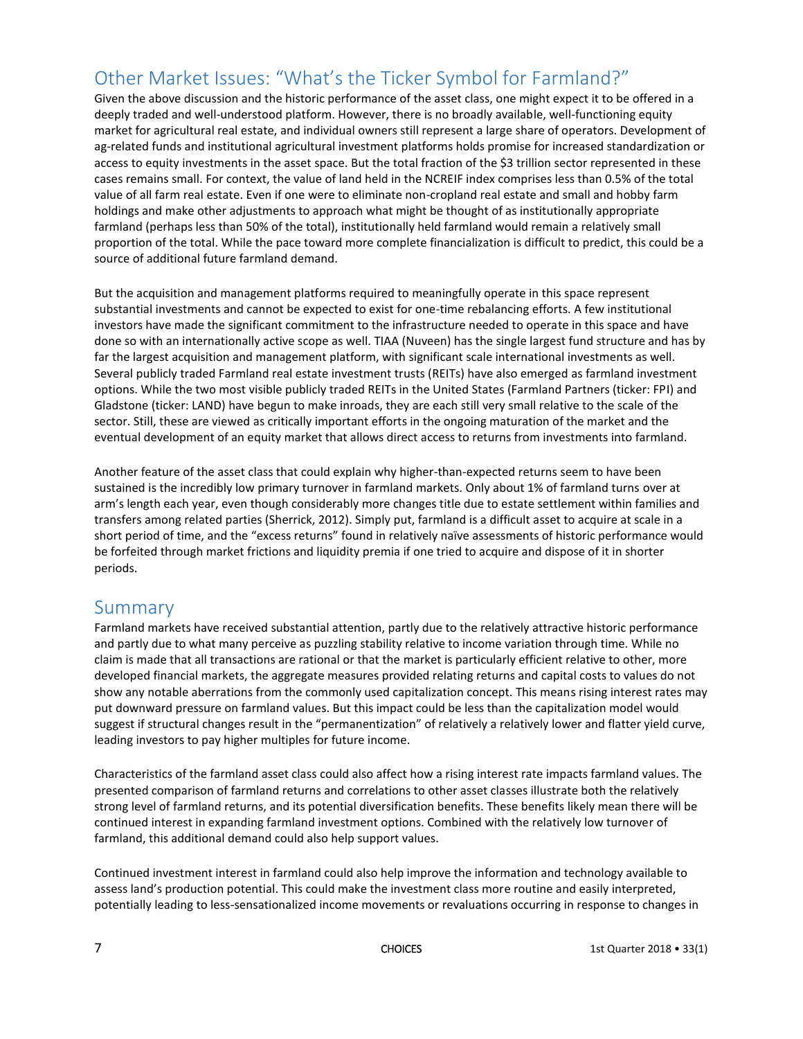## Other Market Issues: "What's the Ticker Symbol for Farmland?"

Given the above discussion and the historic performance of the asset class, one might expect it to be offered in a deeply traded and well-understood platform. However, there is no broadly available, well-functioning equity market for agricultural real estate, and individual owners still represent a large share of operators. Development of ag-related funds and institutional agricultural investment platforms holds promise for increased standardization or access to equity investments in the asset space. But the total fraction of the $3 trillion sector represented in these cases remains small. For context, the value of land held in the NCREIF index comprises less than 0.5% of the total value of all farm real estate. Even if one were to eliminate non-cropland real estate and small and hobby farm holdings and make other adjustments to approach what might be thought of as institutionally appropriate farmland (perhaps less than 50% of the total), institutionally held farmland would remain a relatively small proportion of the total. While the pace toward more complete financialization is difficult to predict, this could be a source of additional future farmland demand.

But the acquisition and management platforms required to meaningfully operate in this space represent substantial investments and cannot be expected to exist for one-time rebalancing efforts. A few institutional investors have made the significant commitment to the infrastructure needed to operate in this space and have done so with an internationally active scope as well. TIAA (Nuveen) has the single largest fund structure and has by far the largest acquisition and management platform, with significant scale international investments as well. Several publicly traded Farmland real estate investment trusts (REITs) have also emerged as farmland investment options. While the two most visible publicly traded REITs in the United States (Farmland Partners (ticker: FPI) and Gladstone (ticker: LAND) have begun to make inroads, they are each still very small relative to the scale of the sector. Still, these are viewed as critically important efforts in the ongoing maturation of the market and the eventual development of an equity market that allows direct access to returns from investments into farmland.

Another feature of the asset class that could explain why higher-than-expected returns seem to have been sustained is the incredibly low primary turnover in farmland markets. Only about 1% of farmland turns over at arm's length each year, even though considerably more changes title due to estate settlement within families and transfers among related parties (Sherrick, 2012). Simply put, farmland is a difficult asset to acquire at scale in a short period of time, and the "excess returns" found in relatively naïve assessments of historic performance would be forfeited through market frictions and liquidity premia if one tried to acquire and dispose of it in shorter periods.

## Summary

Farmland markets have received substantial attention, partly due to the relatively attractive historic performance and partly due to what many perceive as puzzling stability relative to income variation through time. While no claim is made that all transactions are rational or that the market is particularly efficient relative to other, more developed financial markets, the aggregate measures provided relating returns and capital costs to values do not show any notable aberrations from the commonly used capitalization concept. This means rising interest rates may put downward pressure on farmland values. But this impact could be less than the capitalization model would suggest if structural changes result in the "permanentization" of relatively a relatively lower and flatter yield curve, leading investors to pay higher multiples for future income.

Characteristics of the farmland asset class could also affect how a rising interest rate impacts farmland values. The presented comparison of farmland returns and correlations to other asset classes illustrate both the relatively strong level of farmland returns, and its potential diversification benefits. These benefits likely mean there will be continued interest in expanding farmland investment options. Combined with the relatively low turnover of farmland, this additional demand could also help support values.

Continued investment interest in farmland could also help improve the information and technology available to assess land's production potential. This could make the investment class more routine and easily interpreted, potentially leading to less-sensationalized income movements or revaluations occurring in response to changes in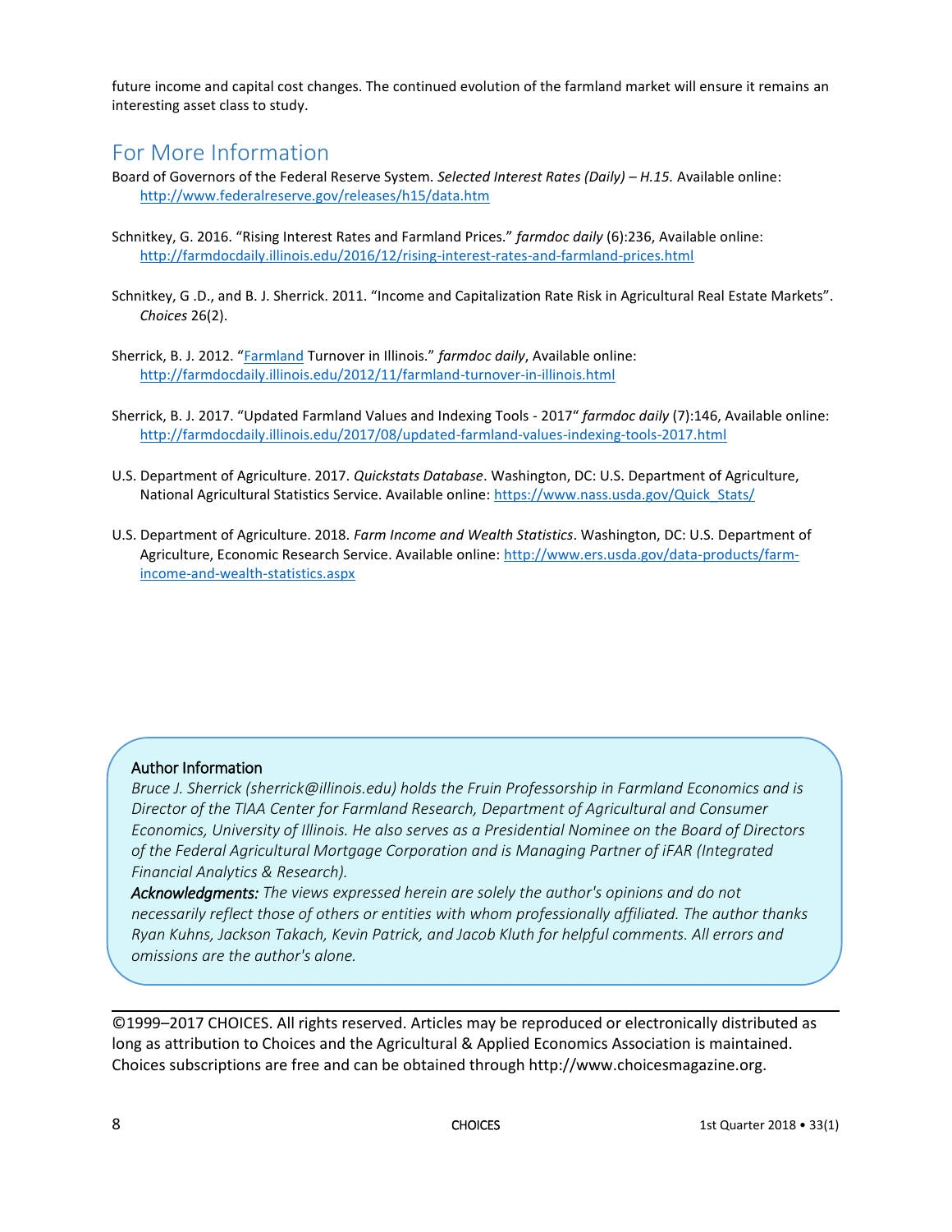future income and capital cost changes. The continued evolution of the farmland market will ensure it remains an interesting asset class to study.

## For More Information

Board of Governors of the Federal Reserve System. *Selected Interest Rates (Daily) – H.15.* Available online: http://www.federalreserve.gov/releases/h15/data.htm

Schnitkey, G. 2016. "Rising Interest Rates and Farmland Prices." *farmdoc daily* (6):236, Available online: http://farmdocdaily.illinois.edu/2016/12/rising-interest-rates-and-farmland-prices.html

Schnitkey, G .D., and B. J. Sherrick. 2011. "Income and Capitalization Rate Risk in Agricultural Real Estate Markets". *Choices* 26(2).

Sherrick, B. J. 2012. "Farmland Turnover in Illinois." *farmdoc daily*, Available online: http://farmdocdaily.illinois.edu/2012/11/farmland-turnover-in-illinois.html

Sherrick, B. J. 2017. "Updated Farmland Values and Indexing Tools - 2017" *farmdoc daily* (7):146, Available online: http://farmdocdaily.illinois.edu/2017/08/updated-farmland-values-indexing-tools-2017.html

U.S. Department of Agriculture. 2017. *Quickstats Database*. Washington, DC: U.S. Department of Agriculture, National Agricultural Statistics Service. Available online: https://www.nass.usda.gov/Quick_Stats/

U.S. Department of Agriculture. 2018. *Farm Income and Wealth Statistics*. Washington, DC: U.S. Department of Agriculture, Economic Research Service. Available online: http://www.ers.usda.gov/data-products/farm-income-and-wealth-statistics.aspx

Author Information

*Bruce J. Sherrick (sherrick@illinois.edu) holds the Fruin Professorship in Farmland Economics and is Director of the TIAA Center for Farmland Research, Department of Agricultural and Consumer Economics, University of Illinois. He also serves as a Presidential Nominee on the Board of Directors of the Federal Agricultural Mortgage Corporation and is Managing Partner of iFAR (Integrated Financial Analytics & Research).*

***Acknowledgments:*** *The views expressed herein are solely the author's opinions and do not necessarily reflect those of others or entities with whom professionally affiliated. The author thanks Ryan Kuhns, Jackson Takach, Kevin Patrick, and Jacob Kluth for helpful comments. All errors and omissions are the author's alone.*

©1999–2017 CHOICES. All rights reserved. Articles may be reproduced or electronically distributed as long as attribution to Choices and the Agricultural & Applied Economics Association is maintained. Choices subscriptions are free and can be obtained through http://www.choicesmagazine.org.